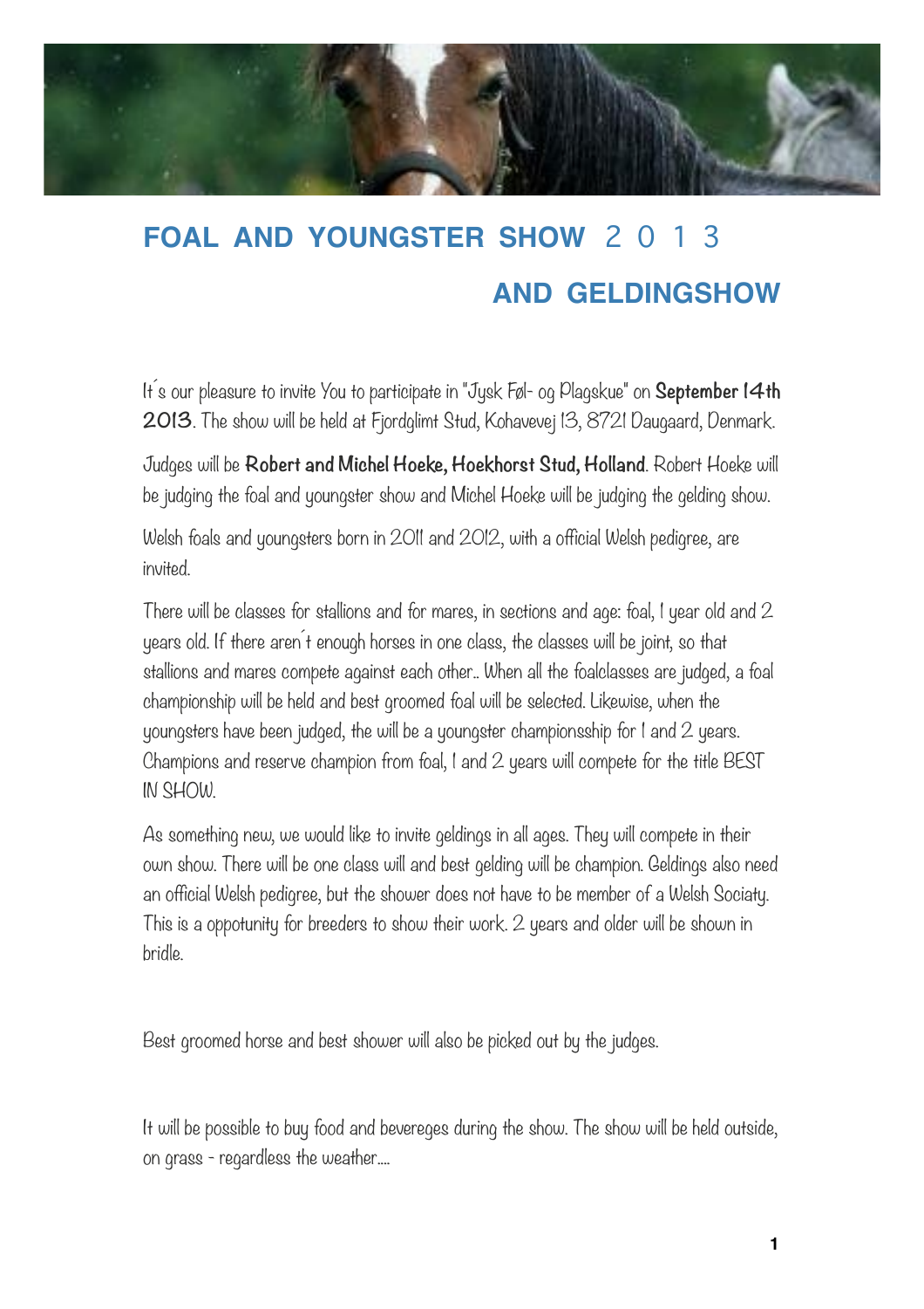# FOAL AND YOUNGSTER SHOW 2 0 1 3

# AND GELDINGSHOW

It´s our pleasure to invite You to participate in "Jysk Føl- og Plagskue" on **September 14th 2013**. The show will be held at Fjordglimt Stud, Kohavevej 13, 8721 Daugaard, Denmark.

Judges will be **Robert and Michel Hoeke, Hoekhorst Stud, Holland**. Robert Hoeke will be judging the foal and youngster show and Michel Hoeke will be judging the gelding show.

Welsh foals and youngsters born in 2011 and 2012, with a official Welsh pedigree, are invited.

There will be classes for stallions and for mares, in sections and age: foal, 1 year old and 2 years old. If there aren´t enough horses in one class, the classes will be joint, so that stallions and mares compete against each other.. When all the foalclasses are judged, a foal championship will be held and best groomed foal will be selected. Likewise, when the youngsters have been judged, the will be a youngster championsship for 1 and 2 years. Champions and reserve champion from foal, 1 and 2 years will compete for the title BEST IN SHOW.

As something new, we would like to invite geldings in all ages. They will compete in their own show. There will be one class will and best gelding will be champion. Geldings also need an official Welsh pedigree, but the shower does not have to be member of a Welsh Sociaty. This is a oppotunity for breeders to show their work. 2 years and older will be shown in bridle.

Best groomed horse and best shower will also be picked out by the judges.

It will be possible to buy food and bevereges during the show. The show will be held outside, on grass - regardless the weather....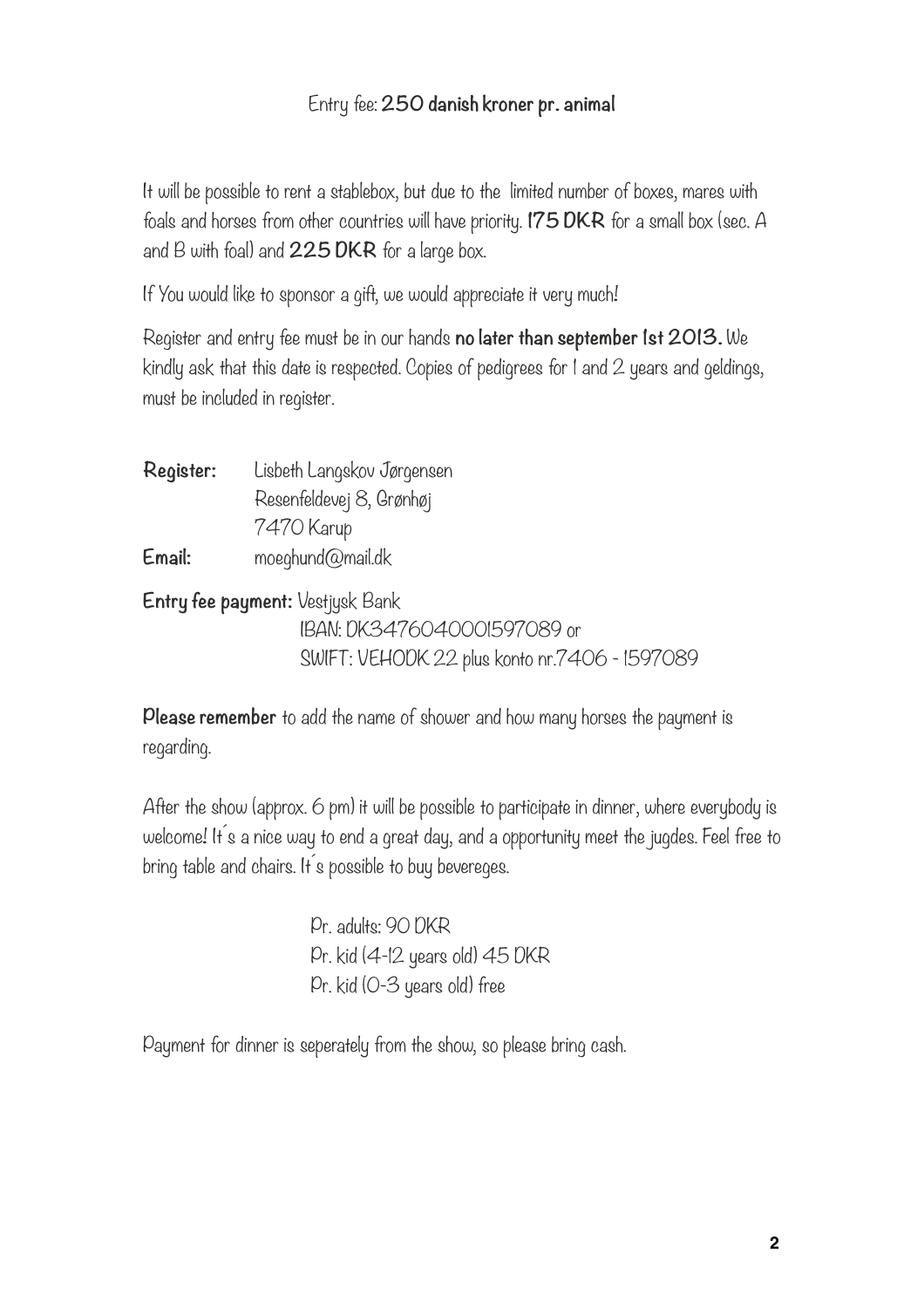Entry fee: **250 danish kroner pr. animal**

It will be possible to rent a stablebox, but due to the limited number of boxes, mares with foals and horses from other countries will have priority. **175 DKR** for a small box (sec. A and B with foal) and **225 DKR** for a large box.

If You would like to sponsor a gift, we would appreciate it very much!

Register and entry fee must be in our hands **no later than september 1st 2013.** We kindly ask that this date is respected. Copies of pedigrees for 1 and 2 years and geldings, must be included in register.

**Register:** Lisbeth Langskov Jørgensen
Resenfeldevej 8, Grønhøj
7470 Karup

**Email:** moeghund@mail.dk

**Entry fee payment:** Vestjysk Bank
IBAN: DK3476040001597089 or
SWIFT: VEHODK 22 plus konto nr.7406 - 1597089

**Please remember** to add the name of shower and how many horses the payment is regarding.

After the show (approx. 6 pm) it will be possible to participate in dinner, where everybody is welcome! It´s a nice way to end a great day, and a opportunity meet the jugdes. Feel free to bring table and chairs. It´s possible to buy bevereges.

Pr. adults: 90 DKR
Pr. kid (4-12 years old) 45 DKR
Pr. kid (0-3 years old) free

Payment for dinner is seperately from the show, so please bring cash.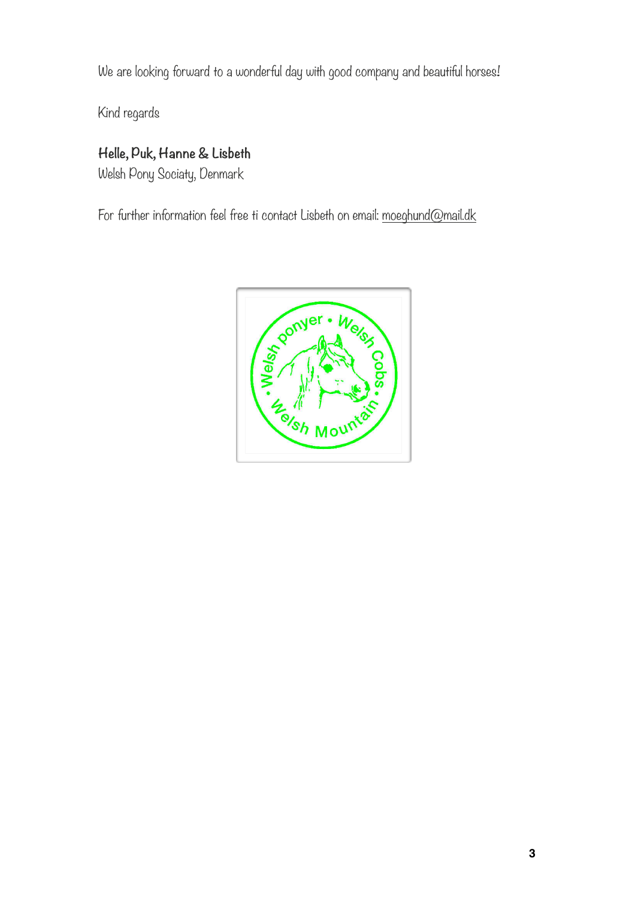We are looking forward to a wonderful day with good company and beautiful horses!

Kind regards

**Helle, Puk, Hanne & Lisbeth**
Welsh Pony Sociaty, Denmark

For further information feel free ti contact Lisbeth on email: moeghund@mail.dk